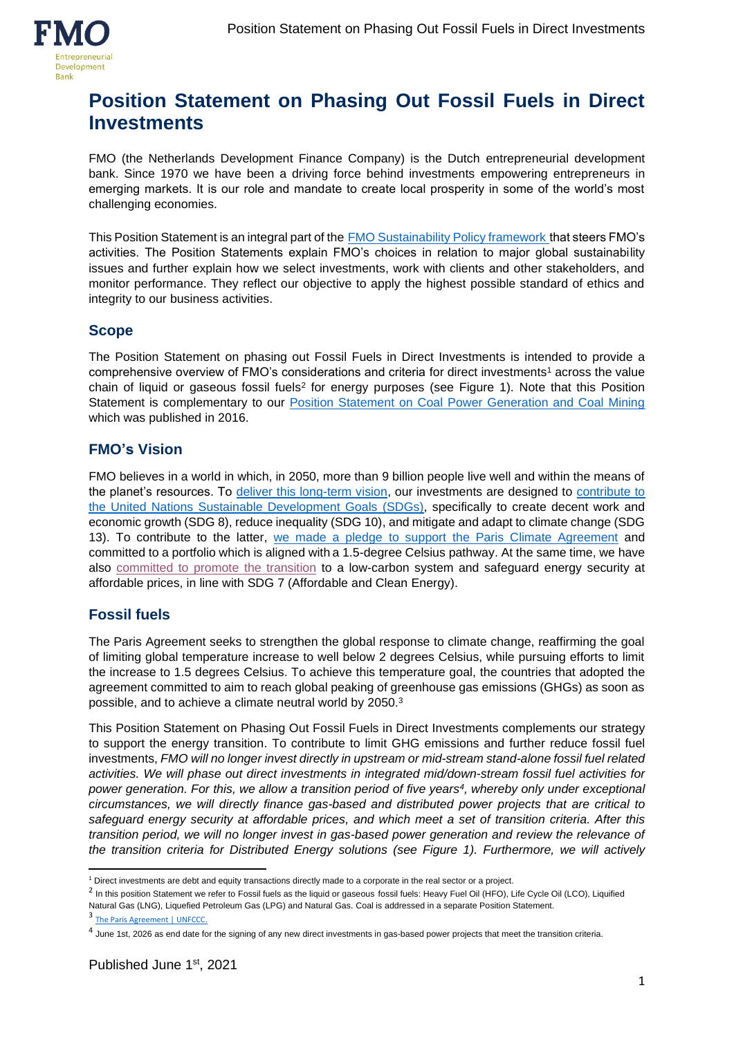# Position Statement on Phasing Out Fossil Fuels in Direct Investments

FMO (the Netherlands Development Finance Company) is the Dutch entrepreneurial development bank. Since 1970 we have been a driving force behind investments empowering entrepreneurs in emerging markets. It is our role and mandate to create local prosperity in some of the world's most challenging economies.

This Position Statement is an integral part of the FMO Sustainability Policy framework that steers FMO's activities. The Position Statements explain FMO's choices in relation to major global sustainability issues and further explain how we select investments, work with clients and other stakeholders, and monitor performance. They reflect our objective to apply the highest possible standard of ethics and integrity to our business activities.

## Scope

The Position Statement on phasing out Fossil Fuels in Direct Investments is intended to provide a comprehensive overview of FMO's considerations and criteria for direct investments[1] across the value chain of liquid or gaseous fossil fuels[2] for energy purposes (see Figure 1). Note that this Position Statement is complementary to our Position Statement on Coal Power Generation and Coal Mining which was published in 2016.

## FMO's Vision

FMO believes in a world in which, in 2050, more than 9 billion people live well and within the means of the planet's resources. To deliver this long-term vision, our investments are designed to contribute to the United Nations Sustainable Development Goals (SDGs), specifically to create decent work and economic growth (SDG 8), reduce inequality (SDG 10), and mitigate and adapt to climate change (SDG 13). To contribute to the latter, we made a pledge to support the Paris Climate Agreement and committed to a portfolio which is aligned with a 1.5-degree Celsius pathway. At the same time, we have also committed to promote the transition to a low-carbon system and safeguard energy security at affordable prices, in line with SDG 7 (Affordable and Clean Energy).

## Fossil fuels

The Paris Agreement seeks to strengthen the global response to climate change, reaffirming the goal of limiting global temperature increase to well below 2 degrees Celsius, while pursuing efforts to limit the increase to 1.5 degrees Celsius. To achieve this temperature goal, the countries that adopted the agreement committed to aim to reach global peaking of greenhouse gas emissions (GHGs) as soon as possible, and to achieve a climate neutral world by 2050.[3]

This Position Statement on Phasing Out Fossil Fuels in Direct Investments complements our strategy to support the energy transition. To contribute to limit GHG emissions and further reduce fossil fuel investments, *FMO will no longer invest directly in upstream or mid-stream stand-alone fossil fuel related activities. We will phase out direct investments in integrated mid/down-stream fossil fuel activities for power generation. For this, we allow a transition period of five years[4], whereby only under exceptional circumstances, we will directly finance gas-based and distributed power projects that are critical to safeguard energy security at affordable prices, and which meet a set of transition criteria. After this transition period, we will no longer invest in gas-based power generation and review the relevance of the transition criteria for Distributed Energy solutions (see Figure 1). Furthermore, we will actively*

---

[1] Direct investments are debt and equity transactions directly made to a corporate in the real sector or a project.

[2] In this position Statement we refer to Fossil fuels as the liquid or gaseous fossil fuels: Heavy Fuel Oil (HFO), Life Cycle Oil (LCO), Liquified Natural Gas (LNG), Liquefied Petroleum Gas (LPG) and Natural Gas. Coal is addressed in a separate Position Statement.

[3] The Paris Agreement | UNFCCC.

[4] June 1st, 2026 as end date for the signing of any new direct investments in gas-based power projects that meet the transition criteria.

Published June 1st, 2021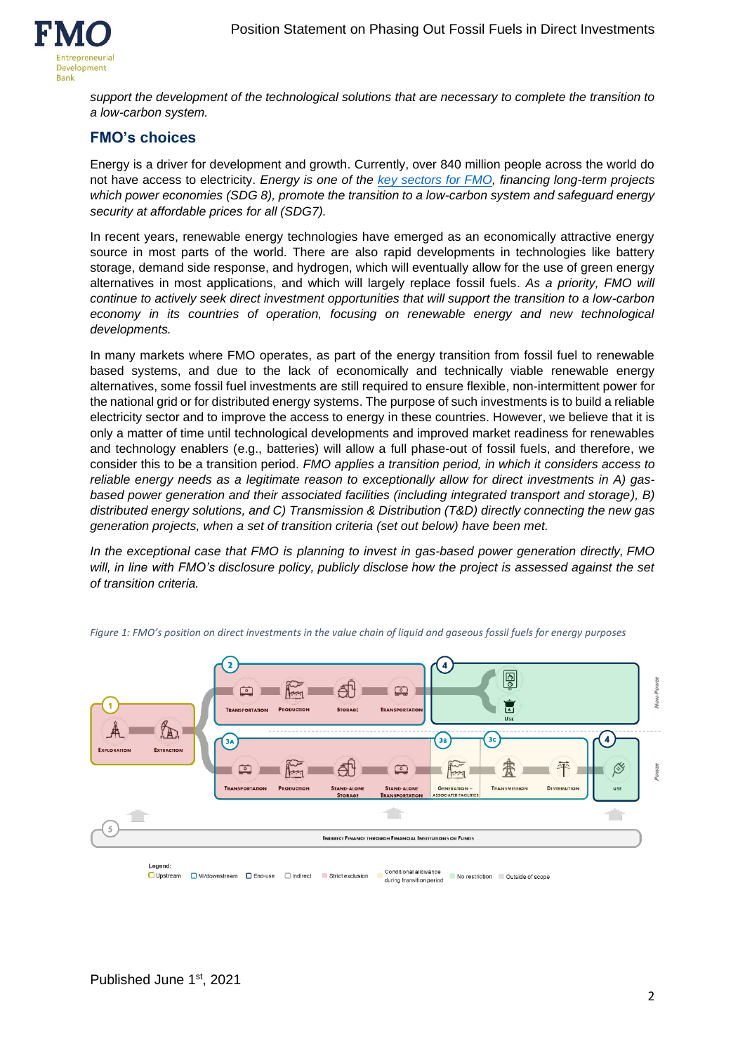*support the development of the technological solutions that are necessary to complete the transition to a low-carbon system.*

## FMO's choices

Energy is a driver for development and growth. Currently, over 840 million people across the world do not have access to electricity. *Energy is one of the key sectors for FMO, financing long-term projects which power economies (SDG 8), promote the transition to a low-carbon system and safeguard energy security at affordable prices for all (SDG7).*

In recent years, renewable energy technologies have emerged as an economically attractive energy source in most parts of the world. There are also rapid developments in technologies like battery storage, demand side response, and hydrogen, which will eventually allow for the use of green energy alternatives in most applications, and which will largely replace fossil fuels. *As a priority, FMO will continue to actively seek direct investment opportunities that will support the transition to a low-carbon economy in its countries of operation, focusing on renewable energy and new technological developments.*

In many markets where FMO operates, as part of the energy transition from fossil fuel to renewable based systems, and due to the lack of economically and technically viable renewable energy alternatives, some fossil fuel investments are still required to ensure flexible, non-intermittent power for the national grid or for distributed energy systems. The purpose of such investments is to build a reliable electricity sector and to improve the access to energy in these countries. However, we believe that it is only a matter of time until technological developments and improved market readiness for renewables and technology enablers (e.g., batteries) will allow a full phase-out of fossil fuels, and therefore, we consider this to be a transition period. *FMO applies a transition period, in which it considers access to reliable energy needs as a legitimate reason to exceptionally allow for direct investments in A) gas-based power generation and their associated facilities (including integrated transport and storage), B) distributed energy solutions, and C) Transmission & Distribution (T&D) directly connecting the new gas generation projects, when a set of transition criteria (set out below) have been met.*

*In the exceptional case that FMO is planning to invest in gas-based power generation directly, FMO will, in line with FMO's disclosure policy, publicly disclose how the project is assessed against the set of transition criteria.*

*Figure 1: FMO's position on direct investments in the value chain of liquid and gaseous fossil fuels for energy purposes*

Published June 1st, 2021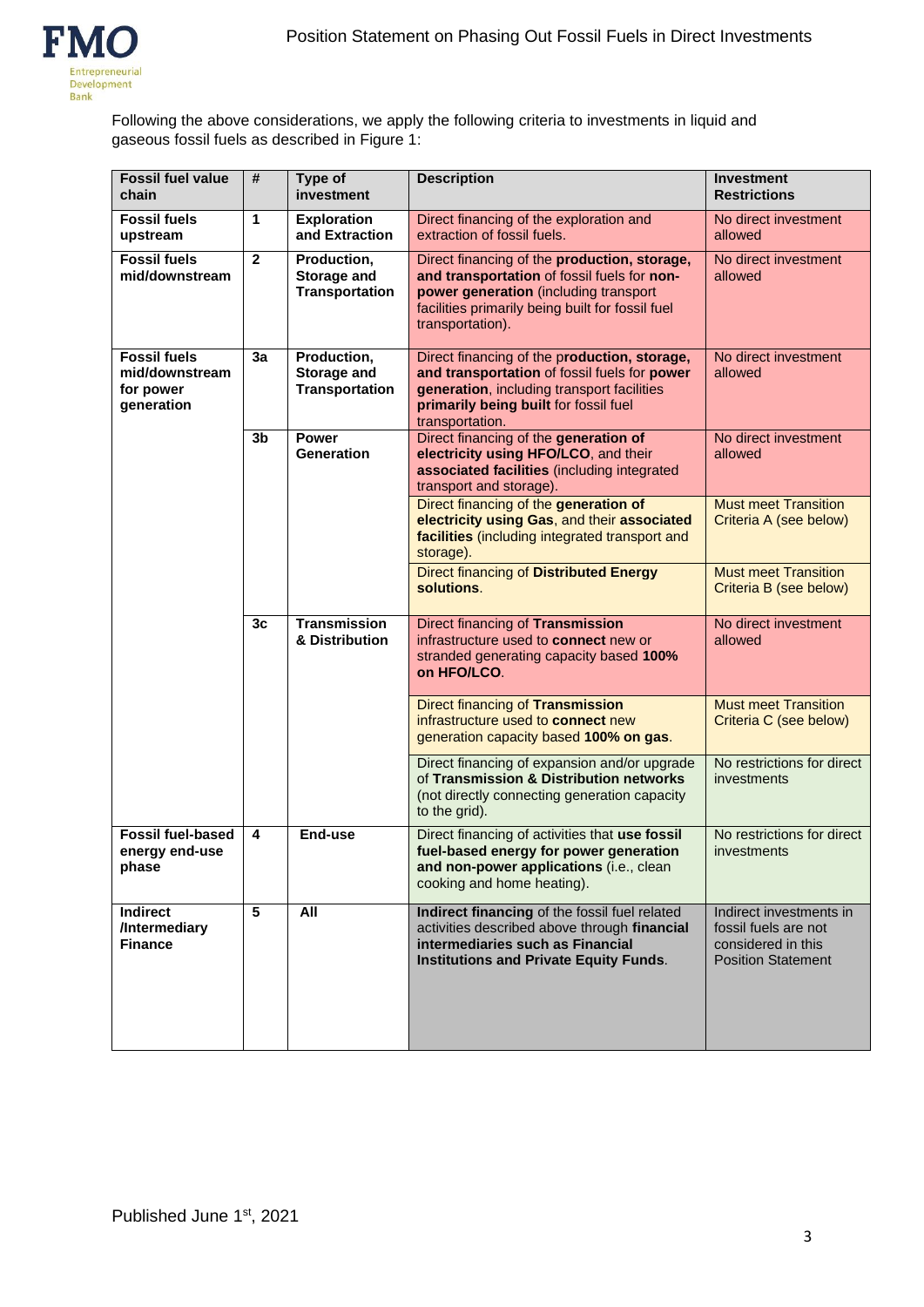Following the above considerations, we apply the following criteria to investments in liquid and gaseous fossil fuels as described in Figure 1:

| Fossil fuel value chain | # | Type of investment | Description | Investment Restrictions |
|---|---|---|---|---|
| **Fossil fuels upstream** | **1** | **Exploration and Extraction** | Direct financing of the exploration and extraction of fossil fuels. | No direct investment allowed |
| **Fossil fuels mid/downstream** | **2** | **Production, Storage and Transportation** | Direct financing of the **production, storage, and transportation** of fossil fuels for **non-power generation** (including transport facilities primarily being built for fossil fuel transportation). | No direct investment allowed |
| **Fossil fuels mid/downstream for power generation** | **3a** | **Production, Storage and Transportation** | Direct financing of the **production, storage, and transportation** of fossil fuels for **power generation**, including transport facilities **primarily being built** for fossil fuel transportation. | No direct investment allowed |
| | **3b** | **Power Generation** | Direct financing of the **generation of electricity using HFO/LCO**, and their **associated facilities** (including integrated transport and storage). | No direct investment allowed |
| | | | Direct financing of the **generation of electricity using Gas**, and their **associated facilities** (including integrated transport and storage). | Must meet Transition Criteria A (see below) |
| | | | Direct financing of **Distributed Energy solutions**. | Must meet Transition Criteria B (see below) |
| | **3c** | **Transmission & Distribution** | Direct financing of **Transmission** infrastructure used to **connect** new or stranded generating capacity based **100% on HFO/LCO**. | No direct investment allowed |
| | | | Direct financing of **Transmission** infrastructure used to **connect** new generation capacity based **100% on gas**. | Must meet Transition Criteria C (see below) |
| | | | Direct financing of expansion and/or upgrade of **Transmission & Distribution networks** (not directly connecting generation capacity to the grid). | No restrictions for direct investments |
| **Fossil fuel-based energy end-use phase** | **4** | **End-use** | Direct financing of activities that **use fossil fuel-based energy for power generation and non-power applications** (i.e., clean cooking and home heating). | No restrictions for direct investments |
| **Indirect /Intermediary Finance** | **5** | **All** | **Indirect financing** of the fossil fuel related activities described above through **financial intermediaries such as Financial Institutions and Private Equity Funds**. | Indirect investments in fossil fuels are not considered in this Position Statement |

Published June 1st, 2021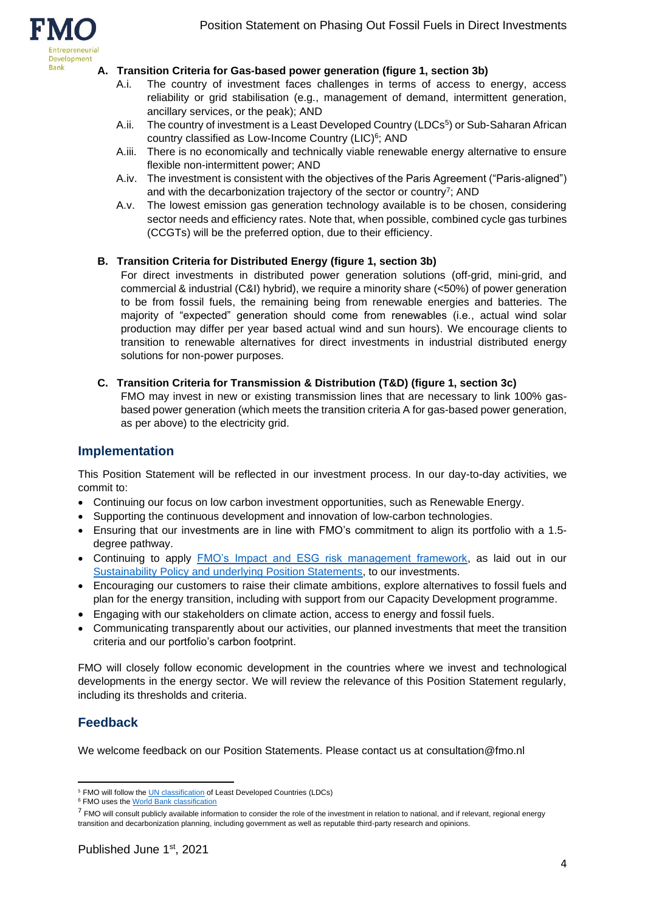**A. Transition Criteria for Gas-based power generation (figure 1, section 3b)**

A.i. The country of investment faces challenges in terms of access to energy, access reliability or grid stabilisation (e.g., management of demand, intermittent generation, ancillary services, or the peak); AND

A.ii. The country of investment is a Least Developed Country (LDCs[5]) or Sub-Saharan African country classified as Low-Income Country (LIC)[6]; AND

A.iii. There is no economically and technically viable renewable energy alternative to ensure flexible non-intermittent power; AND

A.iv. The investment is consistent with the objectives of the Paris Agreement ("Paris-aligned") and with the decarbonization trajectory of the sector or country[7]; AND

A.v. The lowest emission gas generation technology available is to be chosen, considering sector needs and efficiency rates. Note that, when possible, combined cycle gas turbines (CCGTs) will be the preferred option, due to their efficiency.

**B. Transition Criteria for Distributed Energy (figure 1, section 3b)**

For direct investments in distributed power generation solutions (off-grid, mini-grid, and commercial & industrial (C&I) hybrid), we require a minority share (<50%) of power generation to be from fossil fuels, the remaining being from renewable energies and batteries. The majority of "expected" generation should come from renewables (i.e., actual wind solar production may differ per year based actual wind and sun hours). We encourage clients to transition to renewable alternatives for direct investments in industrial distributed energy solutions for non-power purposes.

**C. Transition Criteria for Transmission & Distribution (T&D) (figure 1, section 3c)**

FMO may invest in new or existing transmission lines that are necessary to link 100% gas-based power generation (which meets the transition criteria A for gas-based power generation, as per above) to the electricity grid.

## Implementation

This Position Statement will be reflected in our investment process. In our day-to-day activities, we commit to:

- Continuing our focus on low carbon investment opportunities, such as Renewable Energy.
- Supporting the continuous development and innovation of low-carbon technologies.
- Ensuring that our investments are in line with FMO's commitment to align its portfolio with a 1.5-degree pathway.
- Continuing to apply FMO's Impact and ESG risk management framework, as laid out in our Sustainability Policy and underlying Position Statements, to our investments.
- Encouraging our customers to raise their climate ambitions, explore alternatives to fossil fuels and plan for the energy transition, including with support from our Capacity Development programme.
- Engaging with our stakeholders on climate action, access to energy and fossil fuels.
- Communicating transparently about our activities, our planned investments that meet the transition criteria and our portfolio's carbon footprint.

FMO will closely follow economic development in the countries where we invest and technological developments in the energy sector. We will review the relevance of this Position Statement regularly, including its thresholds and criteria.

## Feedback

We welcome feedback on our Position Statements. Please contact us at consultation@fmo.nl

---

[5] FMO will follow the UN classification of Least Developed Countries (LDCs)

[6] FMO uses the World Bank classification

[7] FMO will consult publicly available information to consider the role of the investment in relation to national, and if relevant, regional energy transition and decarbonization planning, including government as well as reputable third-party research and opinions.

Published June 1st, 2021